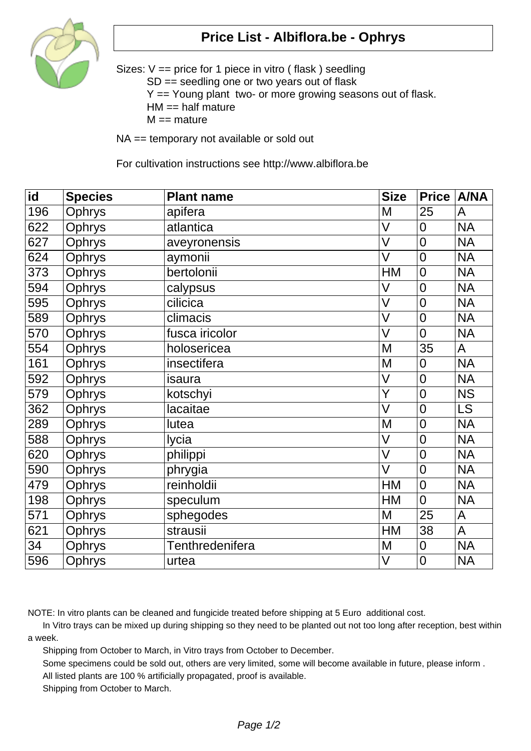# Price List - Albiflora.be - Ophrys

Sizes: V == price for 1 piece in vitro ( flask ) seedling
SD == seedling one or two years out of flask
Y == Young plant two- or more growing seasons out of flask.
HM == half mature
M == mature

NA == temporary not available or sold out

For cultivation instructions see http://www.albiflora.be

| id | Species | Plant name | Size | Price | A/NA |
|---|---|---|---|---|---|
| 196 | Ophrys | apifera | M | 25 | A |
| 622 | Ophrys | atlantica | V | 0 | NA |
| 627 | Ophrys | aveyronensis | V | 0 | NA |
| 624 | Ophrys | aymonii | V | 0 | NA |
| 373 | Ophrys | bertolonii | HM | 0 | NA |
| 594 | Ophrys | calypsus | V | 0 | NA |
| 595 | Ophrys | cilicica | V | 0 | NA |
| 589 | Ophrys | climacis | V | 0 | NA |
| 570 | Ophrys | fusca iricolor | V | 0 | NA |
| 554 | Ophrys | holosericea | M | 35 | A |
| 161 | Ophrys | insectifera | M | 0 | NA |
| 592 | Ophrys | isaura | V | 0 | NA |
| 579 | Ophrys | kotschyi | Y | 0 | NS |
| 362 | Ophrys | lacaitae | V | 0 | LS |
| 289 | Ophrys | lutea | M | 0 | NA |
| 588 | Ophrys | lycia | V | 0 | NA |
| 620 | Ophrys | philippi | V | 0 | NA |
| 590 | Ophrys | phrygia | V | 0 | NA |
| 479 | Ophrys | reinholdii | HM | 0 | NA |
| 198 | Ophrys | speculum | HM | 0 | NA |
| 571 | Ophrys | sphegodes | M | 25 | A |
| 621 | Ophrys | strausii | HM | 38 | A |
| 34 | Ophrys | Tenthredenifera | M | 0 | NA |
| 596 | Ophrys | urtea | V | 0 | NA |

NOTE: In vitro plants can be cleaned and fungicide treated before shipping at 5 Euro additional cost.

In Vitro trays can be mixed up during shipping so they need to be planted out not too long after reception, best within a week.

Shipping from October to March, in Vitro trays from October to December.

Some specimens could be sold out, others are very limited, some will become available in future, please inform .

All listed plants are 100 % artificially propagated, proof is available.

Shipping from October to March.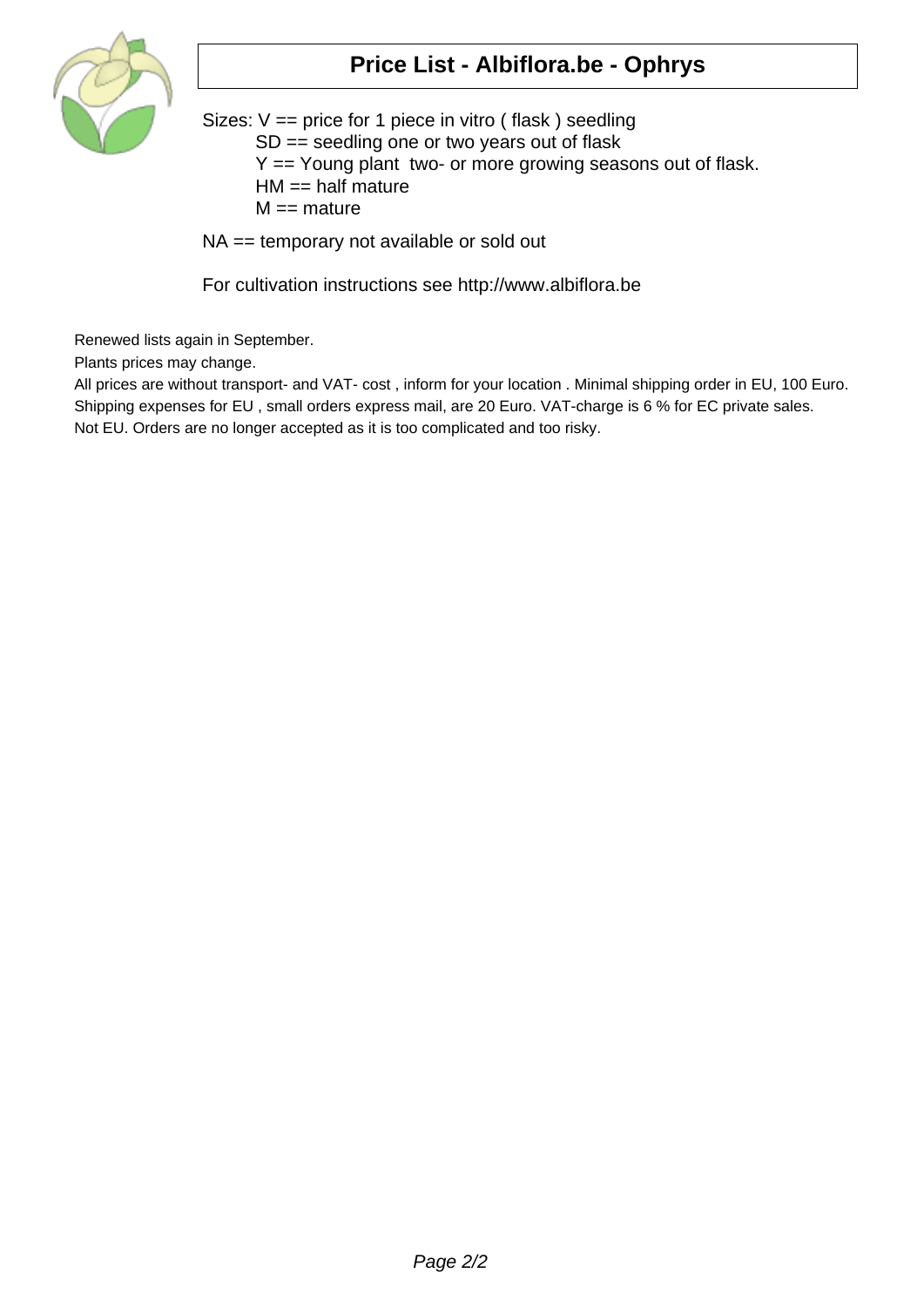# Price List - Albiflora.be - Ophrys

Sizes: V == price for 1 piece in vitro ( flask ) seedling
SD == seedling one or two years out of flask
Y == Young plant two- or more growing seasons out of flask.
HM == half mature
M == mature

NA == temporary not available or sold out

For cultivation instructions see http://www.albiflora.be

Renewed lists again in September.

Plants prices may change.

All prices are without transport- and VAT- cost , inform for your location . Minimal shipping order in EU, 100 Euro.

Shipping expenses for EU , small orders express mail, are 20 Euro. VAT-charge is 6 % for EC private sales.

Not EU. Orders are no longer accepted as it is too complicated and too risky.